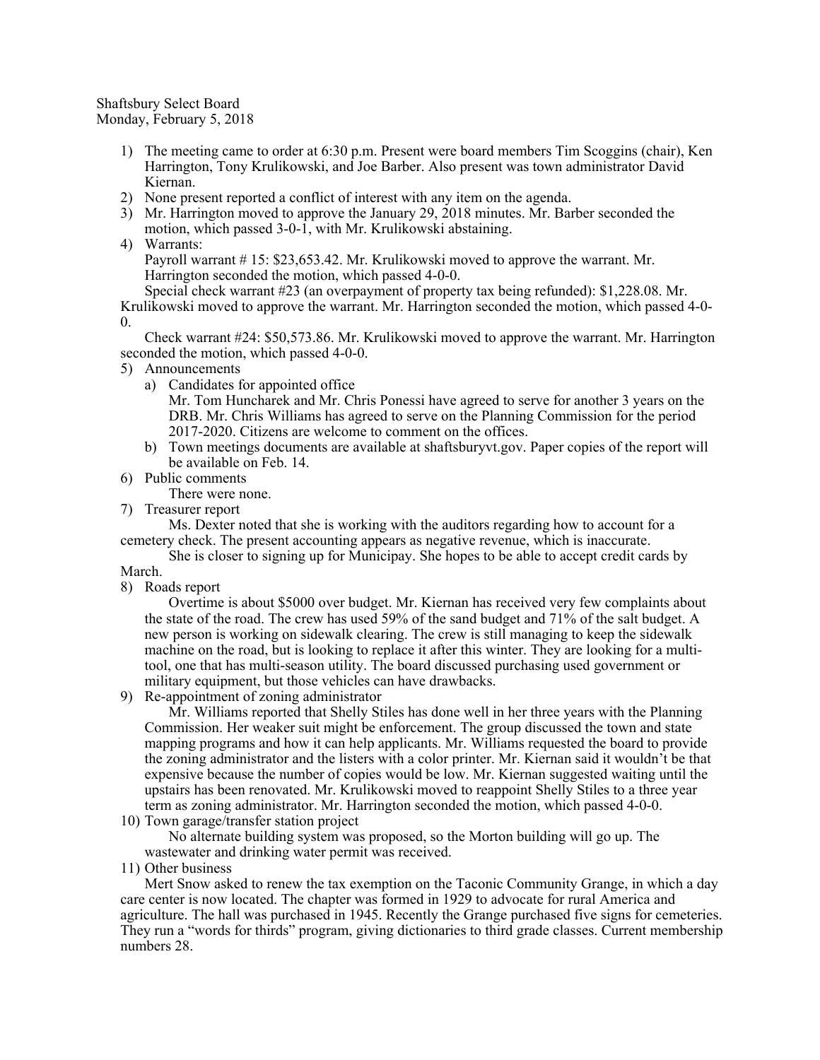Shaftsbury Select Board
Monday, February 5, 2018

1) The meeting came to order at 6:30 p.m. Present were board members Tim Scoggins (chair), Ken Harrington, Tony Krulikowski, and Joe Barber. Also present was town administrator David Kiernan.
2) None present reported a conflict of interest with any item on the agenda.
3) Mr. Harrington moved to approve the January 29, 2018 minutes. Mr. Barber seconded the motion, which passed 3-0-1, with Mr. Krulikowski abstaining.
4) Warrants:
   Payroll warrant # 15: $23,653.42. Mr. Krulikowski moved to approve the warrant. Mr. Harrington seconded the motion, which passed 4-0-0.
   Special check warrant #23 (an overpayment of property tax being refunded): $1,228.08. Mr. Krulikowski moved to approve the warrant. Mr. Harrington seconded the motion, which passed 4-0-0.
   Check warrant #24: $50,573.86. Mr. Krulikowski moved to approve the warrant. Mr. Harrington seconded the motion, which passed 4-0-0.
5) Announcements
   a) Candidates for appointed office
      Mr. Tom Huncharek and Mr. Chris Ponessi have agreed to serve for another 3 years on the DRB. Mr. Chris Williams has agreed to serve on the Planning Commission for the period 2017-2020. Citizens are welcome to comment on the offices.
   b) Town meetings documents are available at shaftsburyvt.gov. Paper copies of the report will be available on Feb. 14.
6) Public comments
   There were none.
7) Treasurer report
   Ms. Dexter noted that she is working with the auditors regarding how to account for a cemetery check. The present accounting appears as negative revenue, which is inaccurate.
   She is closer to signing up for Municipay. She hopes to be able to accept credit cards by March.
8) Roads report
   Overtime is about $5000 over budget. Mr. Kiernan has received very few complaints about the state of the road. The crew has used 59% of the sand budget and 71% of the salt budget. A new person is working on sidewalk clearing. The crew is still managing to keep the sidewalk machine on the road, but is looking to replace it after this winter. They are looking for a multi-tool, one that has multi-season utility. The board discussed purchasing used government or military equipment, but those vehicles can have drawbacks.
9) Re-appointment of zoning administrator
   Mr. Williams reported that Shelly Stiles has done well in her three years with the Planning Commission. Her weaker suit might be enforcement. The group discussed the town and state mapping programs and how it can help applicants. Mr. Williams requested the board to provide the zoning administrator and the listers with a color printer. Mr. Kiernan said it wouldn't be that expensive because the number of copies would be low. Mr. Kiernan suggested waiting until the upstairs has been renovated. Mr. Krulikowski moved to reappoint Shelly Stiles to a three year term as zoning administrator. Mr. Harrington seconded the motion, which passed 4-0-0.
10) Town garage/transfer station project
    No alternate building system was proposed, so the Morton building will go up. The wastewater and drinking water permit was received.
11) Other business
    Mert Snow asked to renew the tax exemption on the Taconic Community Grange, in which a day care center is now located. The chapter was formed in 1929 to advocate for rural America and agriculture. The hall was purchased in 1945. Recently the Grange purchased five signs for cemeteries. They run a "words for thirds" program, giving dictionaries to third grade classes. Current membership numbers 28.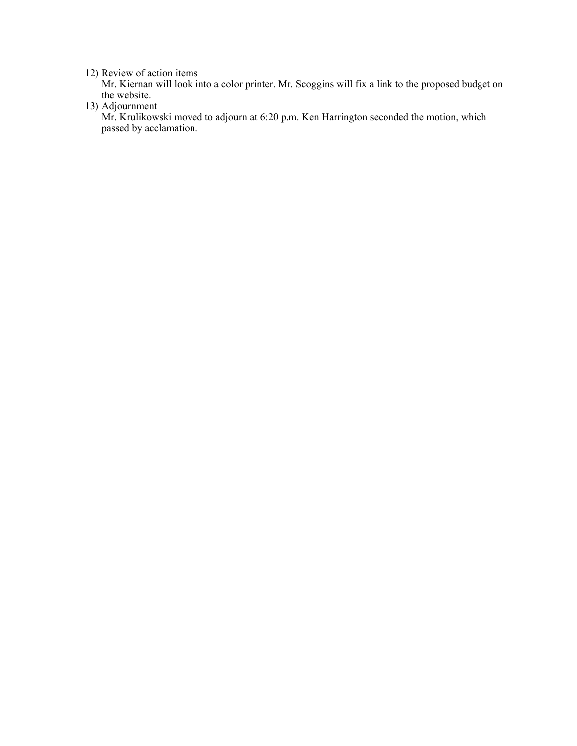12) Review of action items
    Mr. Kiernan will look into a color printer. Mr. Scoggins will fix a link to the proposed budget on the website.
13) Adjournment
    Mr. Krulikowski moved to adjourn at 6:20 p.m. Ken Harrington seconded the motion, which passed by acclamation.